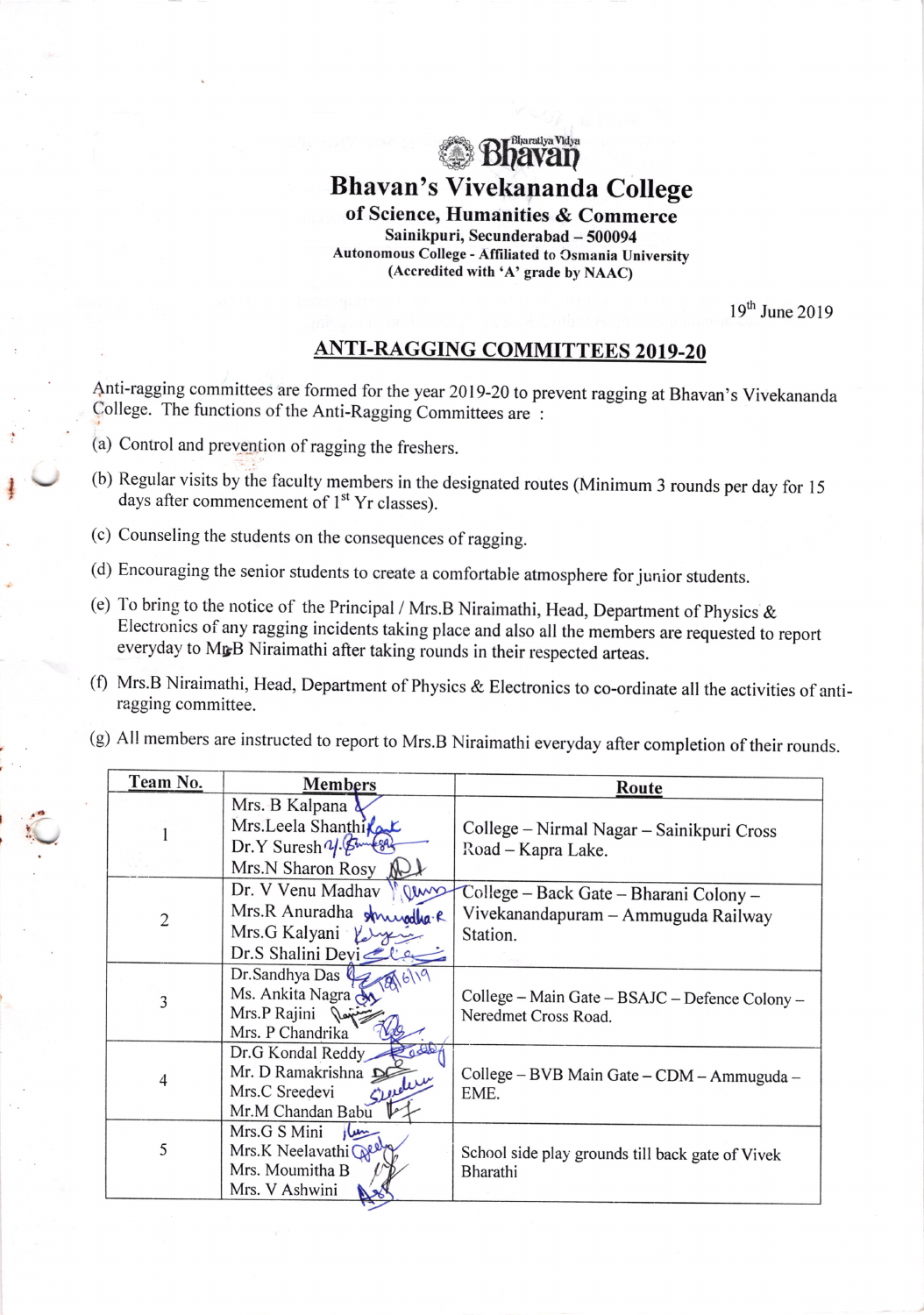Bharatiya Vidya Bhavan

# Bhavan's Vivekananda College

### of Science, Humanities & Commerce

Sainikpuri, Secunderabad – 500094
Autonomous College - Affiliated to Osmania University
(Accredited with 'A' grade by NAAC)

19th June 2019

## ANTI-RAGGING COMMITTEES 2019-20

Anti-ragging committees are formed for the year 2019-20 to prevent ragging at Bhavan's Vivekananda College. The functions of the Anti-Ragging Committees are :

(a) Control and prevention of ragging the freshers.

(b) Regular visits by the faculty members in the designated routes (Minimum 3 rounds per day for 15 days after commencement of 1st Yr classes).

(c) Counseling the students on the consequences of ragging.

(d) Encouraging the senior students to create a comfortable atmosphere for junior students.

(e) To bring to the notice of the Principal / Mrs.B Niraimathi, Head, Department of Physics & Electronics of any ragging incidents taking place and also all the members are requested to report everyday to Mrs.B Niraimathi after taking rounds in their respected arteas.

(f) Mrs.B Niraimathi, Head, Department of Physics & Electronics to co-ordinate all the activities of anti-ragging committee.

(g) All members are instructed to report to Mrs.B Niraimathi everyday after completion of their rounds.

| Team No. | Members | Route |
| --- | --- | --- |
| 1 | Mrs. B Kalpana<br>Mrs.Leela Shanthi<br>Dr.Y Suresh<br>Mrs.N Sharon Rosy | College – Nirmal Nagar – Sainikpuri Cross Road – Kapra Lake. |
| 2 | Dr. V Venu Madhav<br>Mrs.R Anuradha<br>Mrs.G Kalyani<br>Dr.S Shalini Devi | College – Back Gate – Bharani Colony – Vivekanandapuram – Ammuguda Railway Station. |
| 3 | Dr.Sandhya Das<br>Ms. Ankita Nagra<br>Mrs.P Rajini<br>Mrs. P Chandrika | College – Main Gate – BSAJC – Defence Colony – Neredmet Cross Road. |
| 4 | Dr.G Kondal Reddy<br>Mr. D Ramakrishna<br>Mrs.C Sreedevi<br>Mr.M Chandan Babu | College – BVB Main Gate – CDM – Ammuguda – EME. |
| 5 | Mrs.G S Mini<br>Mrs.K Neelavathi<br>Mrs. Moumitha B<br>Mrs. V Ashwini | School side play grounds till back gate of Vivek Bharathi |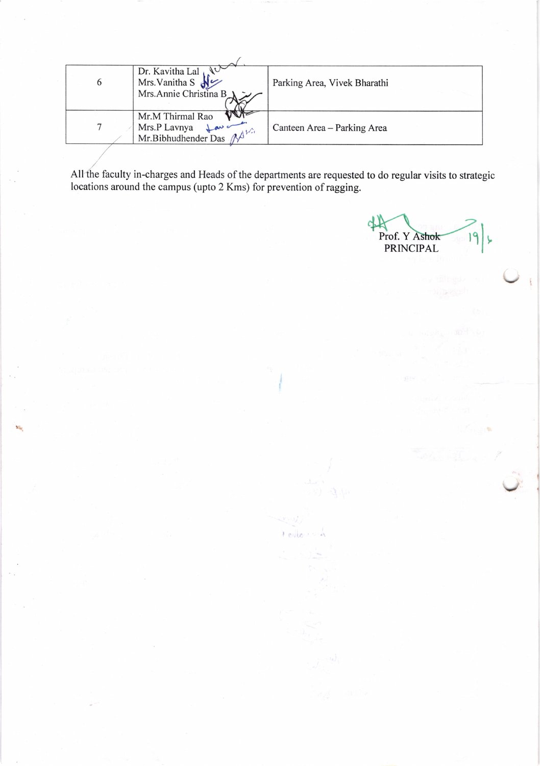| | | |
|---|---|---|
| 6 | Dr. Kavitha Lal<br>Mrs.Vanitha S<br>Mrs.Annie Christina B | Parking Area, Vivek Bharathi |
| 7 | Mr.M Thirmal Rao<br>Mrs.P Lavnya<br>Mr.Bibhudhender Das | Canteen Area – Parking Area |

All the faculty in-charges and Heads of the departments are requested to do regular visits to strategic locations around the campus (upto 2 Kms) for prevention of ragging.

Prof. Y Ashok
PRINCIPAL